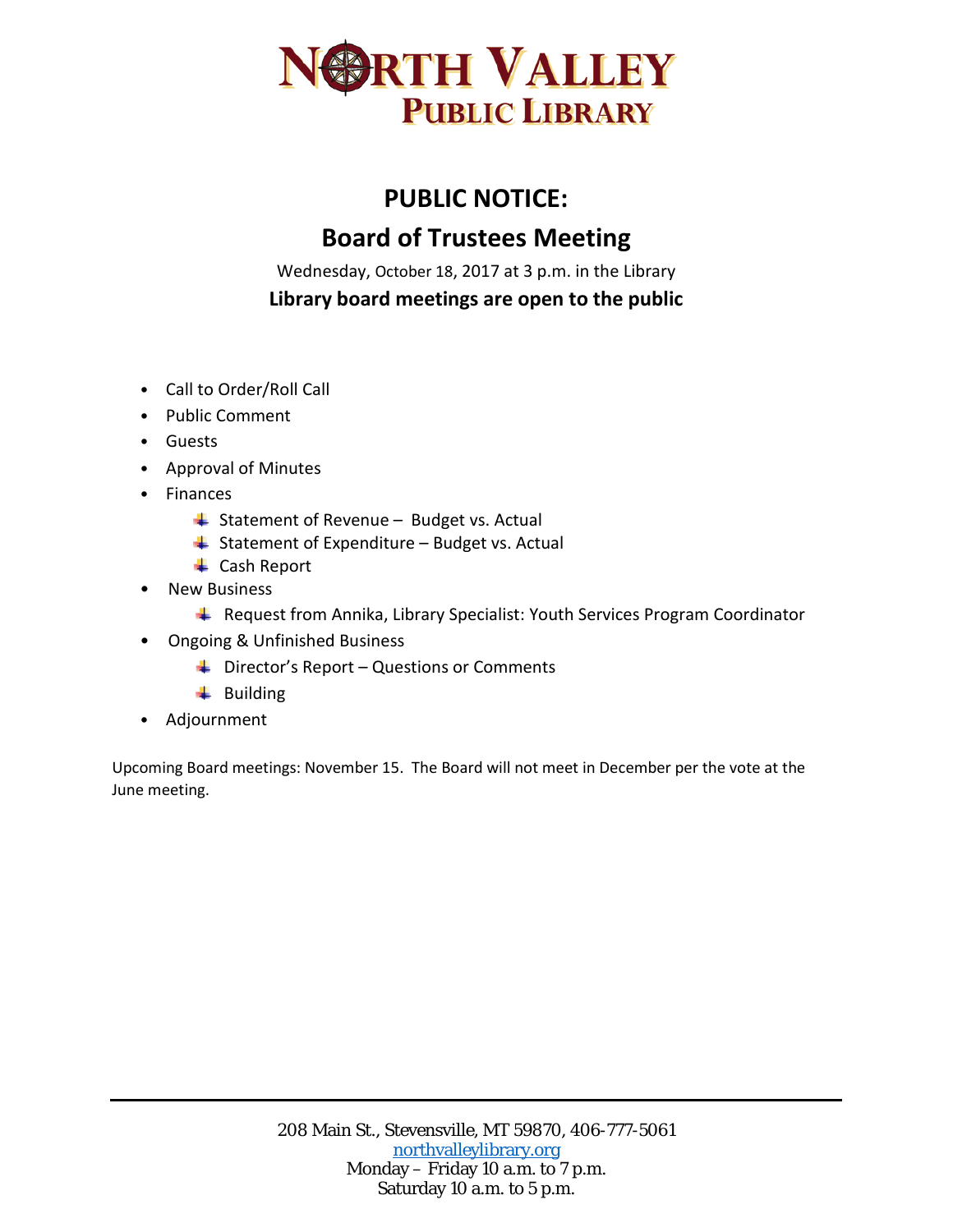# NORTH VALLEY PUBLIC LIBRARY

## PUBLIC NOTICE:

## Board of Trustees Meeting

Wednesday, October 18, 2017 at 3 p.m. in the Library

**Library board meetings are open to the public**

- Call to Order/Roll Call
- Public Comment
- Guests
- Approval of Minutes
- Finances
  - Statement of Revenue – Budget vs. Actual
  - Statement of Expenditure – Budget vs. Actual
  - Cash Report
- New Business
  - Request from Annika, Library Specialist: Youth Services Program Coordinator
- Ongoing & Unfinished Business
  - Director's Report – Questions or Comments
  - Building
- Adjournment

Upcoming Board meetings: November 15. The Board will not meet in December per the vote at the June meeting.

---

208 Main St., Stevensville, MT 59870, 406-777-5061
northvalleylibrary.org
Monday – Friday 10 a.m. to 7 p.m.
Saturday 10 a.m. to 5 p.m.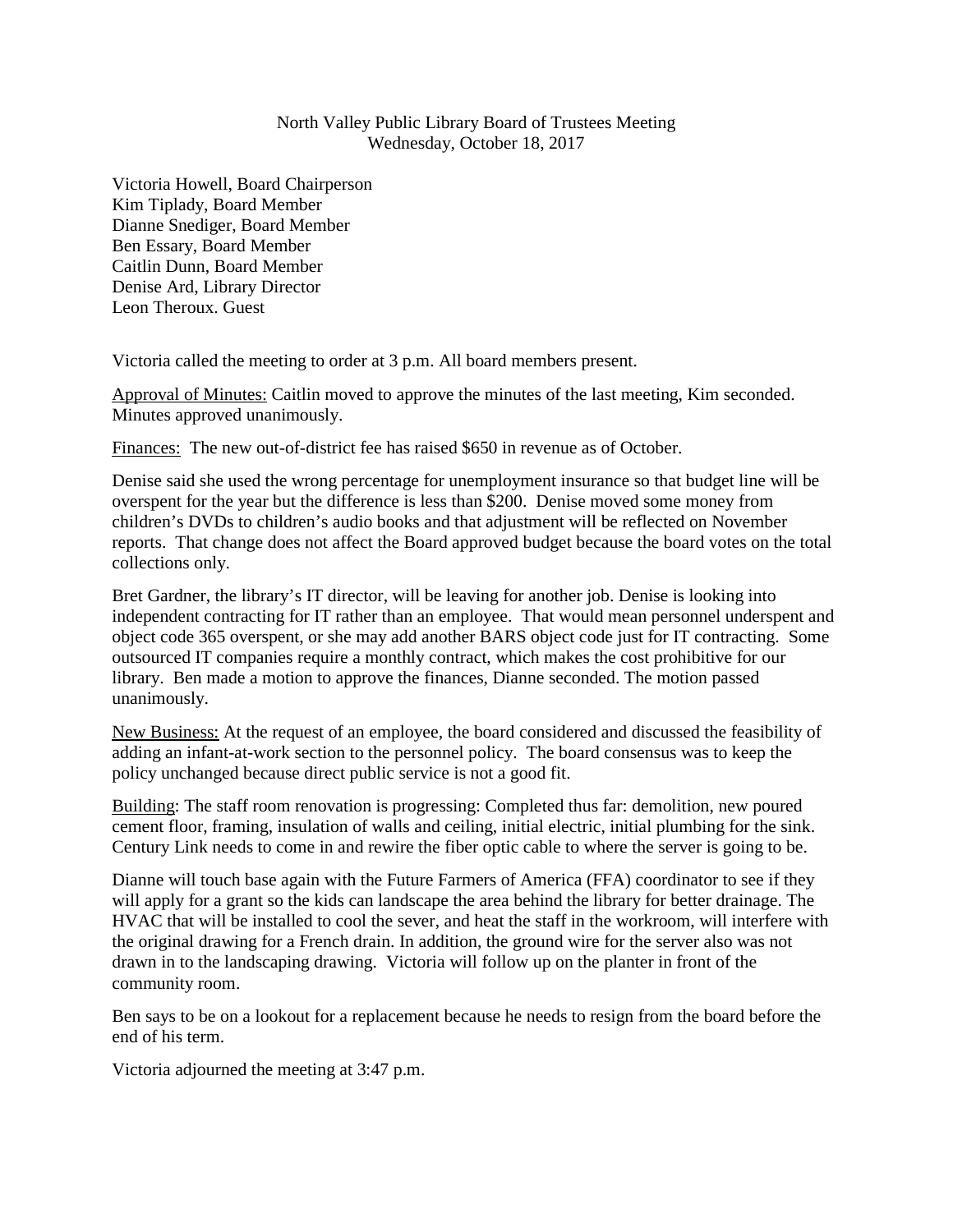North Valley Public Library Board of Trustees Meeting
Wednesday, October 18, 2017

Victoria Howell, Board Chairperson
Kim Tiplady, Board Member
Dianne Snediger, Board Member
Ben Essary, Board Member
Caitlin Dunn, Board Member
Denise Ard, Library Director
Leon Theroux. Guest

Victoria called the meeting to order at 3 p.m. All board members present.

Approval of Minutes: Caitlin moved to approve the minutes of the last meeting, Kim seconded. Minutes approved unanimously.

Finances: The new out-of-district fee has raised $650 in revenue as of October.

Denise said she used the wrong percentage for unemployment insurance so that budget line will be overspent for the year but the difference is less than $200. Denise moved some money from children's DVDs to children's audio books and that adjustment will be reflected on November reports. That change does not affect the Board approved budget because the board votes on the total collections only.

Bret Gardner, the library's IT director, will be leaving for another job. Denise is looking into independent contracting for IT rather than an employee. That would mean personnel underspent and object code 365 overspent, or she may add another BARS object code just for IT contracting. Some outsourced IT companies require a monthly contract, which makes the cost prohibitive for our library. Ben made a motion to approve the finances, Dianne seconded. The motion passed unanimously.

New Business: At the request of an employee, the board considered and discussed the feasibility of adding an infant-at-work section to the personnel policy. The board consensus was to keep the policy unchanged because direct public service is not a good fit.

Building: The staff room renovation is progressing: Completed thus far: demolition, new poured cement floor, framing, insulation of walls and ceiling, initial electric, initial plumbing for the sink. Century Link needs to come in and rewire the fiber optic cable to where the server is going to be.

Dianne will touch base again with the Future Farmers of America (FFA) coordinator to see if they will apply for a grant so the kids can landscape the area behind the library for better drainage. The HVAC that will be installed to cool the sever, and heat the staff in the workroom, will interfere with the original drawing for a French drain. In addition, the ground wire for the server also was not drawn in to the landscaping drawing. Victoria will follow up on the planter in front of the community room.

Ben says to be on a lookout for a replacement because he needs to resign from the board before the end of his term.

Victoria adjourned the meeting at 3:47 p.m.